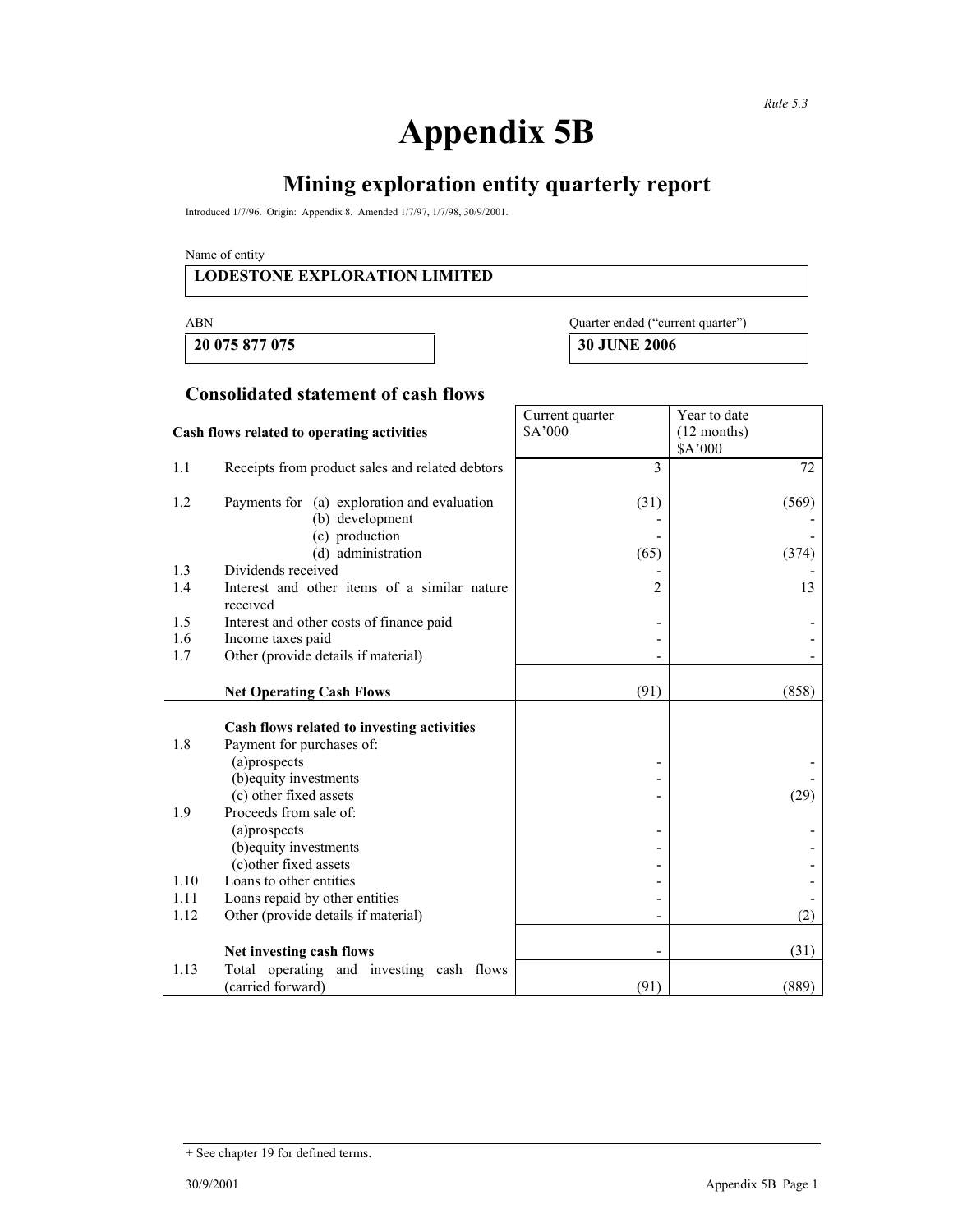*Rule 5.3*

# Appendix 5B

## Mining exploration entity quarterly report

Introduced 1/7/96. Origin: Appendix 8. Amended 1/7/97, 1/7/98, 30/9/2001.

Name of entity

**LODESTONE EXPLORATION LIMITED**

| ABN | Quarter ended ("current quarter") |
|---|---|
| **20 075 877 075** | **30 JUNE 2006** |

### Consolidated statement of cash flows

| | Cash flows related to operating activities | Current quarter $A'000 | Year to date (12 months) $A'000 |
|---|---|---|---|
| 1.1 | Receipts from product sales and related debtors | 3 | 72 |
| 1.2 | Payments for (a) exploration and evaluation | (31) | (569) |
| | (b) development | - | - |
| | (c) production | - | - |
| | (d) administration | (65) | (374) |
| 1.3 | Dividends received | - | - |
| 1.4 | Interest and other items of a similar nature received | 2 | 13 |
| 1.5 | Interest and other costs of finance paid | - | - |
| 1.6 | Income taxes paid | - | - |
| 1.7 | Other (provide details if material) | - | - |
| | **Net Operating Cash Flows** | (91) | (858) |
| | **Cash flows related to investing activities** | | |
| 1.8 | Payment for purchases of: | | |
| | (a)prospects | - | - |
| | (b)equity investments | - | - |
| | (c) other fixed assets | - | (29) |
| 1.9 | Proceeds from sale of: | | |
| | (a)prospects | - | - |
| | (b)equity investments | - | - |
| | (c)other fixed assets | - | - |
| 1.10 | Loans to other entities | - | - |
| 1.11 | Loans repaid by other entities | - | - |
| 1.12 | Other (provide details if material) | - | (2) |
| | **Net investing cash flows** | - | (31) |
| 1.13 | Total operating and investing cash flows (carried forward) | (91) | (889) |

+ See chapter 19 for defined terms.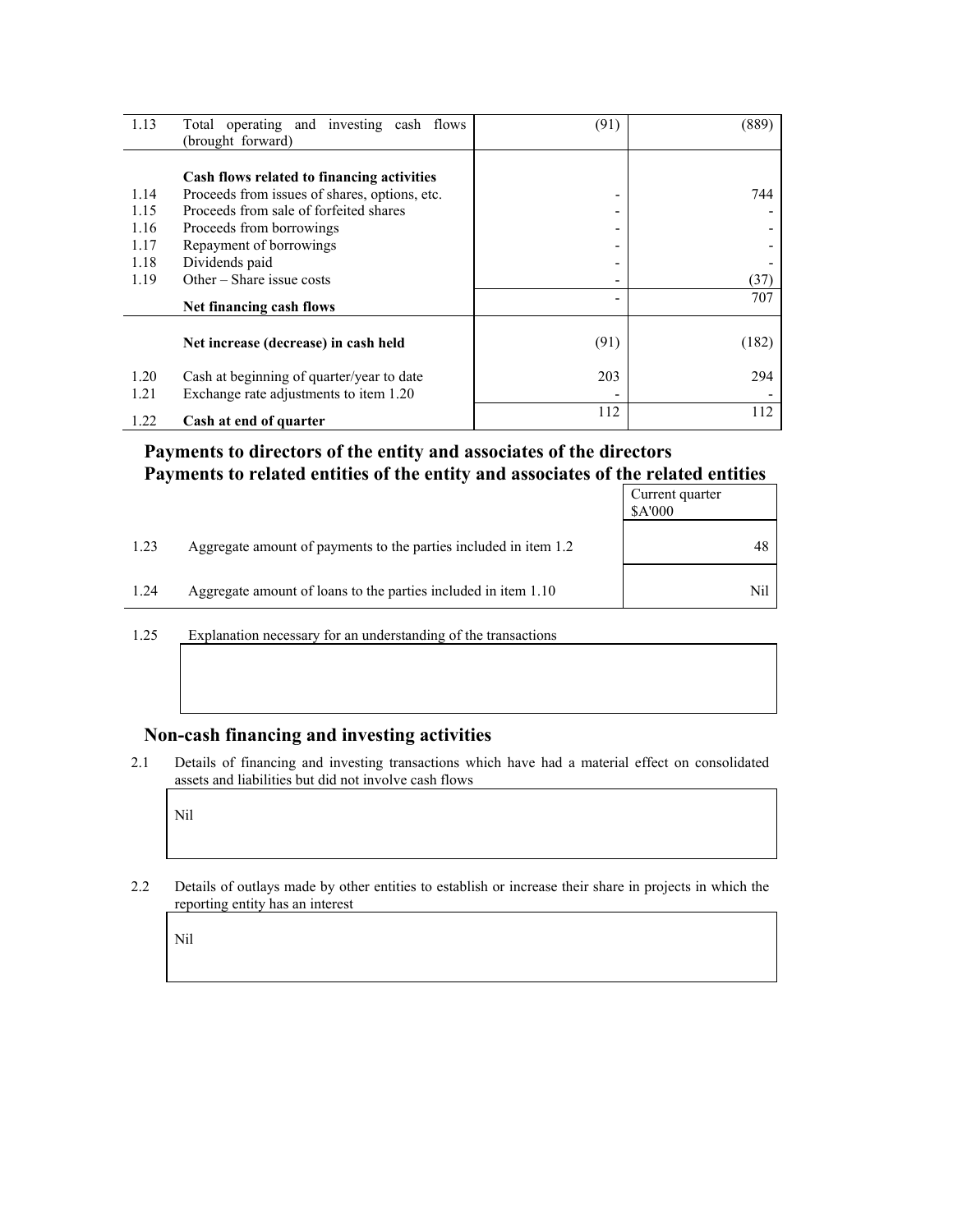| | | | |
|---|---|---|---|
| 1.13 | Total operating and investing cash flows (brought forward) | (91) | (889) |
| | **Cash flows related to financing activities** | | |
| 1.14 | Proceeds from issues of shares, options, etc. | - | 744 |
| 1.15 | Proceeds from sale of forfeited shares | - | - |
| 1.16 | Proceeds from borrowings | - | - |
| 1.17 | Repayment of borrowings | - | - |
| 1.18 | Dividends paid | - | - |
| 1.19 | Other – Share issue costs | - | (37) |
| | **Net financing cash flows** | - | 707 |
| | **Net increase (decrease) in cash held** | (91) | (182) |
| 1.20 | Cash at beginning of quarter/year to date | 203 | 294 |
| 1.21 | Exchange rate adjustments to item 1.20 | - | - |
| 1.22 | **Cash at end of quarter** | 112 | 112 |

## Payments to directors of the entity and associates of the directors
## Payments to related entities of the entity and associates of the related entities

| | | Current quarter $A'000 |
|---|---|---|
| 1.23 | Aggregate amount of payments to the parties included in item 1.2 | 48 |
| 1.24 | Aggregate amount of loans to the parties included in item 1.10 | Nil |

1.25 Explanation necessary for an understanding of the transactions

## Non-cash financing and investing activities

2.1 Details of financing and investing transactions which have had a material effect on consolidated assets and liabilities but did not involve cash flows

Nil

2.2 Details of outlays made by other entities to establish or increase their share in projects in which the reporting entity has an interest

Nil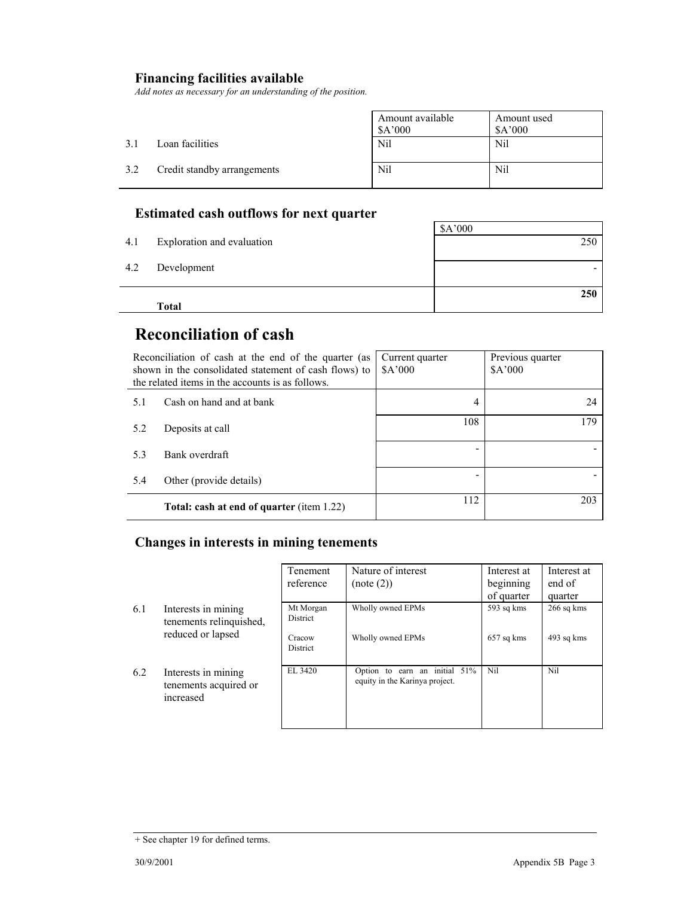## Financing facilities available

*Add notes as necessary for an understanding of the position.*

| | | Amount available $A'000 | Amount used $A'000 |
|---|---|---|---|
| 3.1 | Loan facilities | Nil | Nil |
| 3.2 | Credit standby arrangements | Nil | Nil |

## Estimated cash outflows for next quarter

| | | $A'000 |
|---|---|---|
| 4.1 | Exploration and evaluation | 250 |
| 4.2 | Development | - |
| | **Total** | **250** |

# Reconciliation of cash

| Reconciliation of cash at the end of the quarter (as shown in the consolidated statement of cash flows) to the related items in the accounts is as follows. | | Current quarter $A'000 | Previous quarter $A'000 |
|---|---|---|---|
| 5.1 | Cash on hand and at bank | 4 | 24 |
| 5.2 | Deposits at call | 108 | 179 |
| 5.3 | Bank overdraft | - | - |
| 5.4 | Other (provide details) | - | - |
| | **Total: cash at end of quarter** (item 1.22) | 112 | 203 |

## Changes in interests in mining tenements

| | | Tenement reference | Nature of interest (note (2)) | Interest at beginning of quarter | Interest at end of quarter |
|---|---|---|---|---|---|
| 6.1 | Interests in mining tenements relinquished, reduced or lapsed | Mt Morgan District | Wholly owned EPMs | 593 sq kms | 266 sq kms |
| | | Cracow District | Wholly owned EPMs | 657 sq kms | 493 sq kms |
| 6.2 | Interests in mining tenements acquired or increased | EL 3420 | Option to earn an initial 51% equity in the Karinya project. | Nil | Nil |

+ See chapter 19 for defined terms.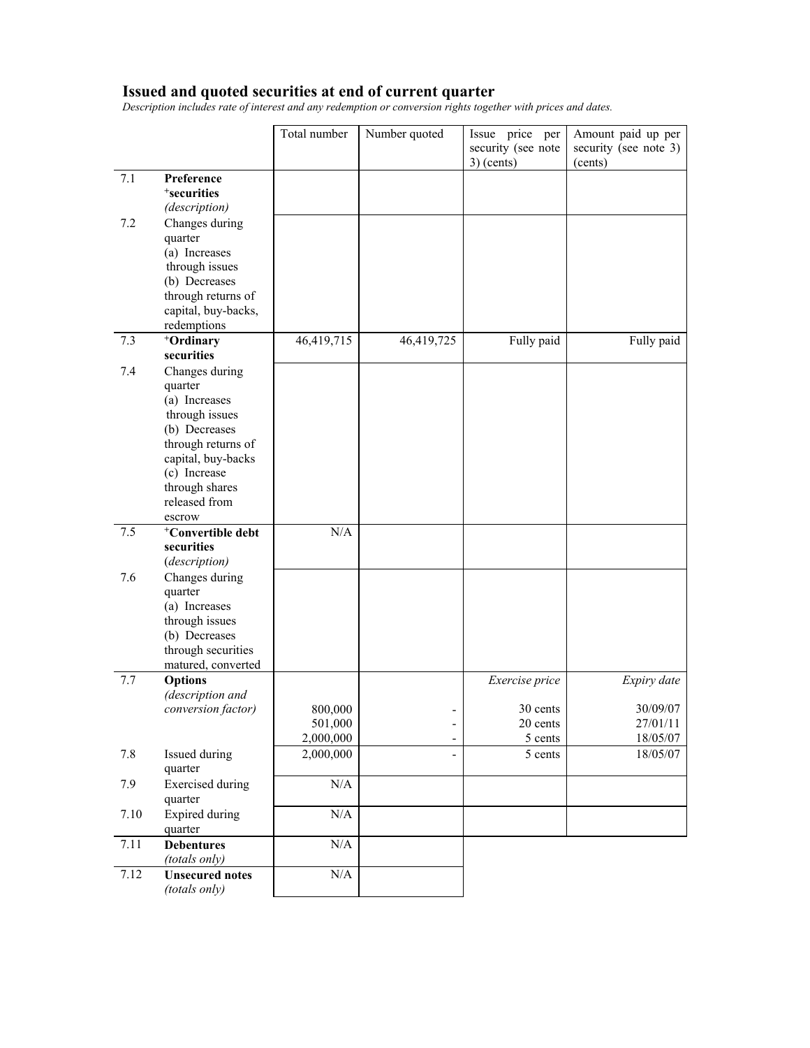## Issued and quoted securities at end of current quarter

*Description includes rate of interest and any redemption or conversion rights together with prices and dates.*

| | | Total number | Number quoted | Issue price per security (see note 3) (cents) | Amount paid up per security (see note 3) (cents) |
|---|---|---|---|---|---|
| 7.1 | **Preference +securities** *(description)* | | | | |
| 7.2 | Changes during quarter (a) Increases through issues (b) Decreases through returns of capital, buy-backs, redemptions | | | | |
| 7.3 | **+Ordinary securities** | 46,419,715 | 46,419,725 | Fully paid | Fully paid |
| 7.4 | Changes during quarter (a) Increases through issues (b) Decreases through returns of capital, buy-backs (c) Increase through shares released from escrow | | | | |
| 7.5 | **+Convertible debt securities** (*description*) | N/A | | | |
| 7.6 | Changes during quarter (a) Increases through issues (b) Decreases through securities matured, converted | | | | |
| 7.7 | **Options** *(description and conversion factor)* | | | *Exercise price* | *Expiry date* |
| | | 800,000 | - | 30 cents | 30/09/07 |
| | | 501,000 | - | 20 cents | 27/01/11 |
| | | 2,000,000 | - | 5 cents | 18/05/07 |
| 7.8 | Issued during quarter | 2,000,000 | - | 5 cents | 18/05/07 |
| 7.9 | Exercised during quarter | N/A | | | |
| 7.10 | Expired during quarter | N/A | | | |
| 7.11 | **Debentures** *(totals only)* | N/A | | | |
| 7.12 | **Unsecured notes** *(totals only)* | N/A | | | |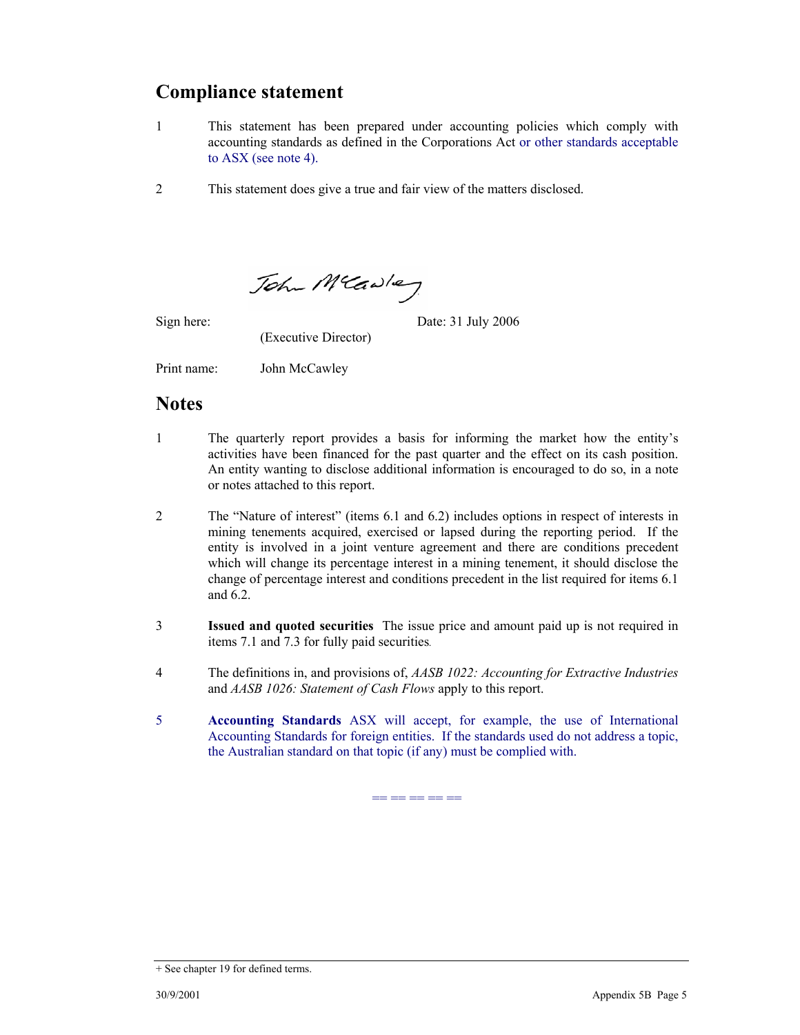# Compliance statement

1 This statement has been prepared under accounting policies which comply with accounting standards as defined in the Corporations Act or other standards acceptable to ASX (see note 4).

2 This statement does give a true and fair view of the matters disclosed.

Sign here: (Executive Director) Date: 31 July 2006

Print name: John McCawley

# Notes

1 The quarterly report provides a basis for informing the market how the entity's activities have been financed for the past quarter and the effect on its cash position. An entity wanting to disclose additional information is encouraged to do so, in a note or notes attached to this report.

2 The "Nature of interest" (items 6.1 and 6.2) includes options in respect of interests in mining tenements acquired, exercised or lapsed during the reporting period. If the entity is involved in a joint venture agreement and there are conditions precedent which will change its percentage interest in a mining tenement, it should disclose the change of percentage interest and conditions precedent in the list required for items 6.1 and 6.2.

3 **Issued and quoted securities** The issue price and amount paid up is not required in items 7.1 and 7.3 for fully paid securities.

4 The definitions in, and provisions of, *AASB 1022: Accounting for Extractive Industries* and *AASB 1026: Statement of Cash Flows* apply to this report.

5 **Accounting Standards** ASX will accept, for example, the use of International Accounting Standards for foreign entities. If the standards used do not address a topic, the Australian standard on that topic (if any) must be complied with.

== == == == ==

+ See chapter 19 for defined terms.